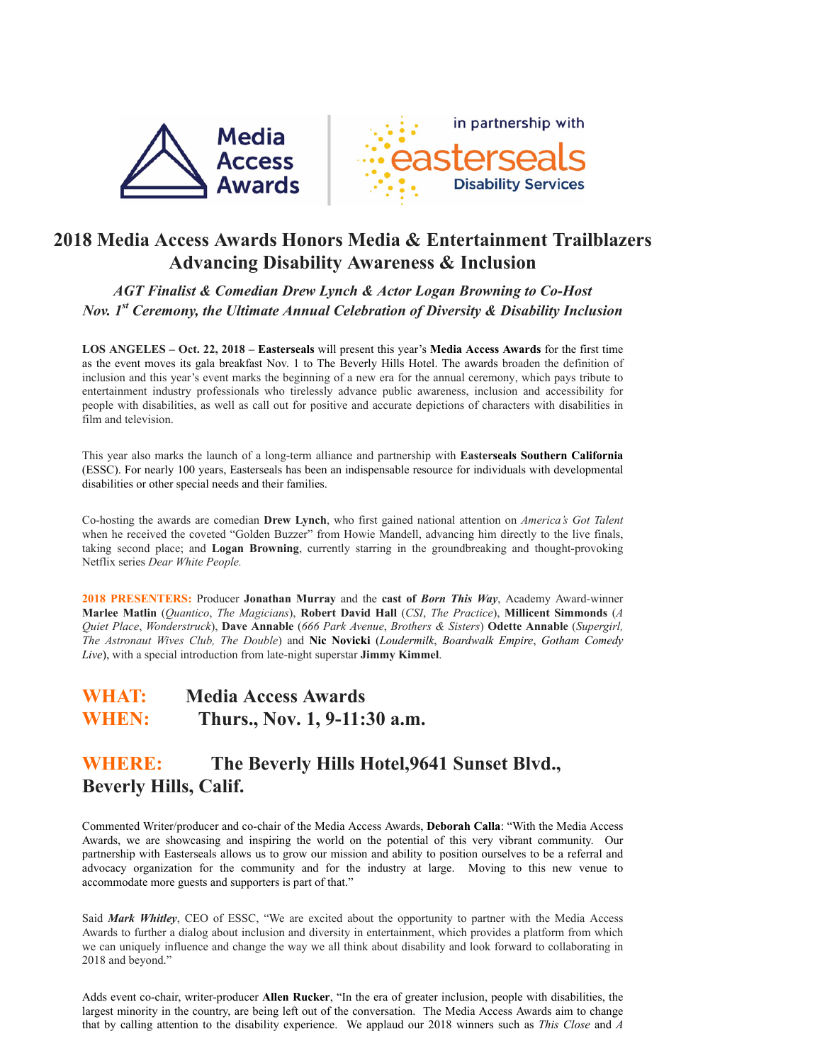Media Access Awards | in partnership with easterseals Disability Services

# 2018 Media Access Awards Honors Media & Entertainment Trailblazers Advancing Disability Awareness & Inclusion

*AGT Finalist & Comedian Drew Lynch & Actor Logan Browning to Co-Host Nov. 1st Ceremony, the Ultimate Annual Celebration of Diversity & Disability Inclusion*

**LOS ANGELES – Oct. 22, 2018 – Easterseals** will present this year's **Media Access Awards** for the first time as the event moves its gala breakfast Nov. 1 to The Beverly Hills Hotel. The awards broaden the definition of inclusion and this year's event marks the beginning of a new era for the annual ceremony, which pays tribute to entertainment industry professionals who tirelessly advance public awareness, inclusion and accessibility for people with disabilities, as well as call out for positive and accurate depictions of characters with disabilities in film and television.

This year also marks the launch of a long-term alliance and partnership with **Easterseals Southern California** (ESSC). For nearly 100 years, Easterseals has been an indispensable resource for individuals with developmental disabilities or other special needs and their families.

Co-hosting the awards are comedian **Drew Lynch**, who first gained national attention on *America's Got Talent* when he received the coveted "Golden Buzzer" from Howie Mandell, advancing him directly to the live finals, taking second place; and **Logan Browning**, currently starring in the groundbreaking and thought-provoking Netflix series *Dear White People.*

**2018 PRESENTERS:** Producer **Jonathan Murray** and the **cast of *Born This Way***, Academy Award-winner **Marlee Matlin** (*Quantico*, *The Magicians*), **Robert David Hall** (*CSI*, *The Practice*), **Millicent Simmonds** (*A Quiet Place*, *Wonderstruck*), **Dave Annable** (*666 Park Avenue*, *Brothers & Sisters*) **Odette Annable** (*Supergirl, The Astronaut Wives Club, The Double*) and **Nic Novicki** (*Loudermilk*, *Boardwalk Empire*, *Gotham Comedy Live*), with a special introduction from late-night superstar **Jimmy Kimmel**.

## WHAT: Media Access Awards
## WHEN: Thurs., Nov. 1, 9-11:30 a.m.
## WHERE: The Beverly Hills Hotel,9641 Sunset Blvd., Beverly Hills, Calif.

Commented Writer/producer and co-chair of the Media Access Awards, **Deborah Calla**: "With the Media Access Awards, we are showcasing and inspiring the world on the potential of this very vibrant community. Our partnership with Easterseals allows us to grow our mission and ability to position ourselves to be a referral and advocacy organization for the community and for the industry at large. Moving to this new venue to accommodate more guests and supporters is part of that."

Said ***Mark Whitley***, CEO of ESSC, "We are excited about the opportunity to partner with the Media Access Awards to further a dialog about inclusion and diversity in entertainment, which provides a platform from which we can uniquely influence and change the way we all think about disability and look forward to collaborating in 2018 and beyond."

Adds event co-chair, writer-producer **Allen Rucker**, "In the era of greater inclusion, people with disabilities, the largest minority in the country, are being left out of the conversation. The Media Access Awards aim to change that by calling attention to the disability experience. We applaud our 2018 winners such as *This Close* and *A*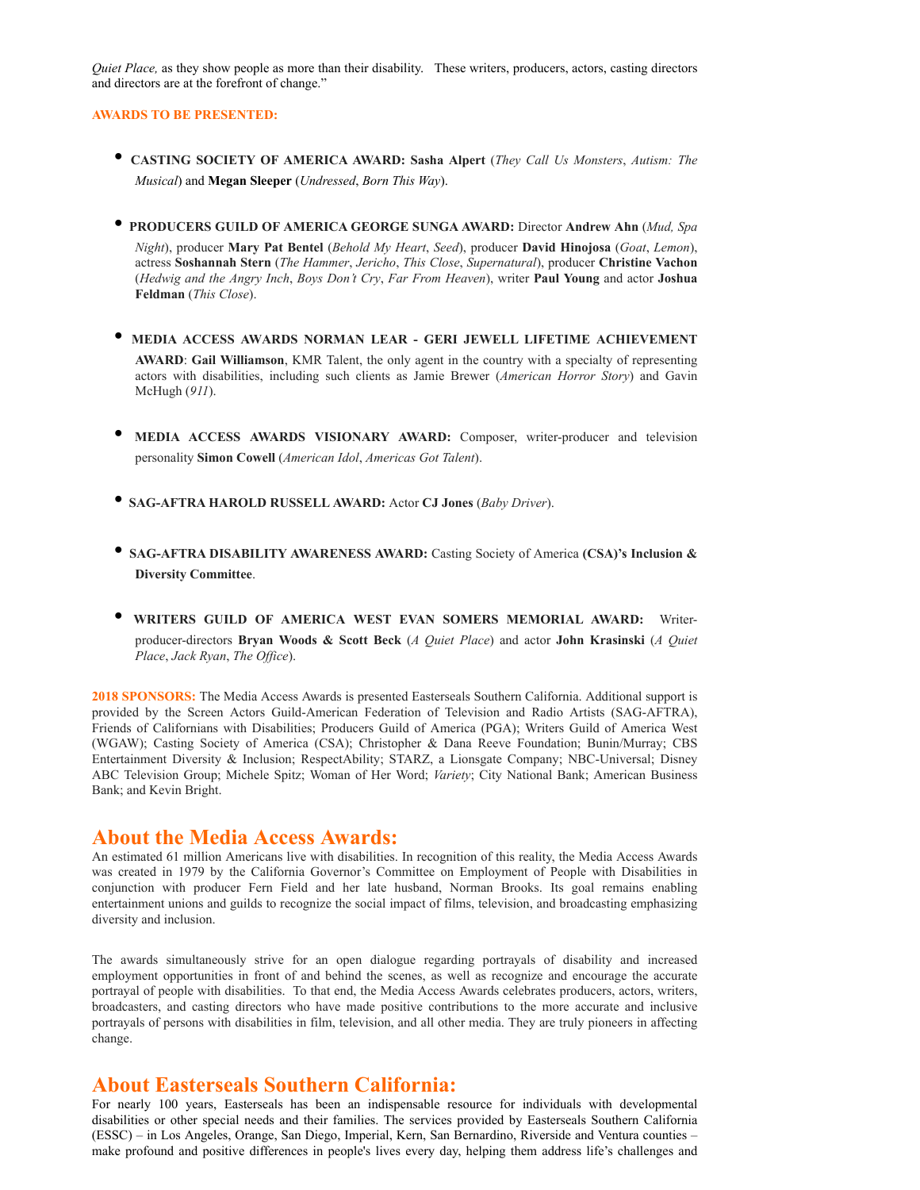*Quiet Place,* as they show people as more than their disability. These writers, producers, actors, casting directors and directors are at the forefront of change."

**AWARDS TO BE PRESENTED:**

- **CASTING SOCIETY OF AMERICA AWARD: Sasha Alpert** (*They Call Us Monsters*, *Autism: The Musical*) and **Megan Sleeper** (*Undressed*, *Born This Way*).

- **PRODUCERS GUILD OF AMERICA GEORGE SUNGA AWARD:** Director **Andrew Ahn** (*Mud, Spa Night*), producer **Mary Pat Bentel** (*Behold My Heart*, *Seed*), producer **David Hinojosa** (*Goat*, *Lemon*), actress **Soshannah Stern** (*The Hammer*, *Jericho*, *This Close*, *Supernatural*), producer **Christine Vachon** (*Hedwig and the Angry Inch*, *Boys Don't Cry*, *Far From Heaven*), writer **Paul Young** and actor **Joshua Feldman** (*This Close*).

- **MEDIA ACCESS AWARDS NORMAN LEAR - GERI JEWELL LIFETIME ACHIEVEMENT AWARD**: **Gail Williamson**, KMR Talent, the only agent in the country with a specialty of representing actors with disabilities, including such clients as Jamie Brewer (*American Horror Story*) and Gavin McHugh (*911*).

- **MEDIA ACCESS AWARDS VISIONARY AWARD:** Composer, writer-producer and television personality **Simon Cowell** (*American Idol*, *Americas Got Talent*).

- **SAG-AFTRA HAROLD RUSSELL AWARD:** Actor **CJ Jones** (*Baby Driver*).

- **SAG-AFTRA DISABILITY AWARENESS AWARD:** Casting Society of America **(CSA)'s Inclusion & Diversity Committee**.

- **WRITERS GUILD OF AMERICA WEST EVAN SOMERS MEMORIAL AWARD:** Writer-producer-directors **Bryan Woods & Scott Beck** (*A Quiet Place*) and actor **John Krasinski** (*A Quiet Place*, *Jack Ryan*, *The Office*).

**2018 SPONSORS:** The Media Access Awards is presented Easterseals Southern California. Additional support is provided by the Screen Actors Guild-American Federation of Television and Radio Artists (SAG-AFTRA), Friends of Californians with Disabilities; Producers Guild of America (PGA); Writers Guild of America West (WGAW); Casting Society of America (CSA); Christopher & Dana Reeve Foundation; Bunin/Murray; CBS Entertainment Diversity & Inclusion; RespectAbility; STARZ, a Lionsgate Company; NBC-Universal; Disney ABC Television Group; Michele Spitz; Woman of Her Word; *Variety*; City National Bank; American Business Bank; and Kevin Bright.

## About the Media Access Awards:

An estimated 61 million Americans live with disabilities. In recognition of this reality, the Media Access Awards was created in 1979 by the California Governor's Committee on Employment of People with Disabilities in conjunction with producer Fern Field and her late husband, Norman Brooks. Its goal remains enabling entertainment unions and guilds to recognize the social impact of films, television, and broadcasting emphasizing diversity and inclusion.

The awards simultaneously strive for an open dialogue regarding portrayals of disability and increased employment opportunities in front of and behind the scenes, as well as recognize and encourage the accurate portrayal of people with disabilities. To that end, the Media Access Awards celebrates producers, actors, writers, broadcasters, and casting directors who have made positive contributions to the more accurate and inclusive portrayals of persons with disabilities in film, television, and all other media. They are truly pioneers in affecting change.

## About Easterseals Southern California:

For nearly 100 years, Easterseals has been an indispensable resource for individuals with developmental disabilities or other special needs and their families. The services provided by Easterseals Southern California (ESSC) – in Los Angeles, Orange, San Diego, Imperial, Kern, San Bernardino, Riverside and Ventura counties – make profound and positive differences in people's lives every day, helping them address life's challenges and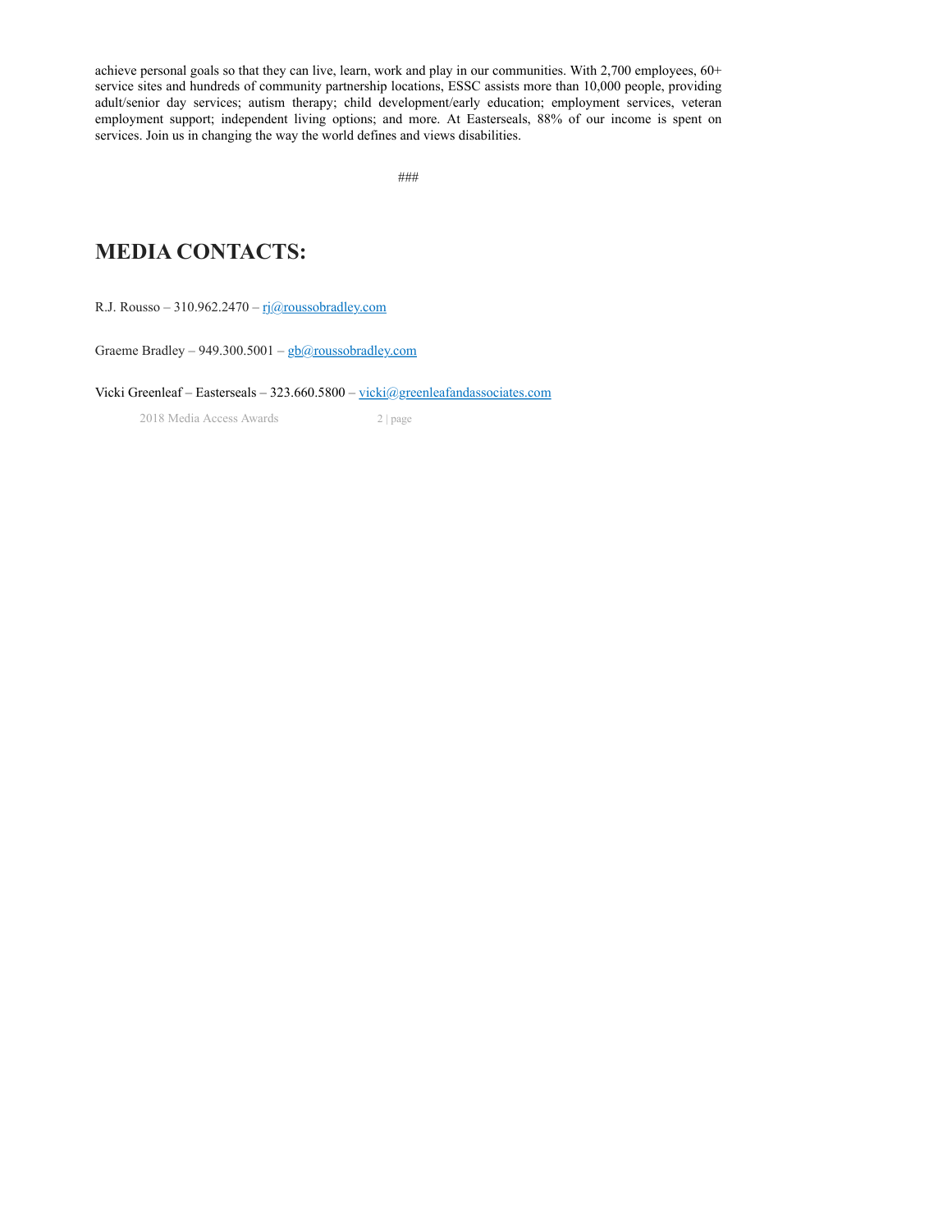achieve personal goals so that they can live, learn, work and play in our communities. With 2,700 employees, 60+ service sites and hundreds of community partnership locations, ESSC assists more than 10,000 people, providing adult/senior day services; autism therapy; child development/early education; employment services, veteran employment support; independent living options; and more. At Easterseals, 88% of our income is spent on services. Join us in changing the way the world defines and views disabilities.

###

# MEDIA CONTACTS:

R.J. Rousso – 310.962.2470 – rj@roussobradley.com

Graeme Bradley – 949.300.5001 – gb@roussobradley.com

Vicki Greenleaf – Easterseals – 323.660.5800 – vicki@greenleafandassociates.com